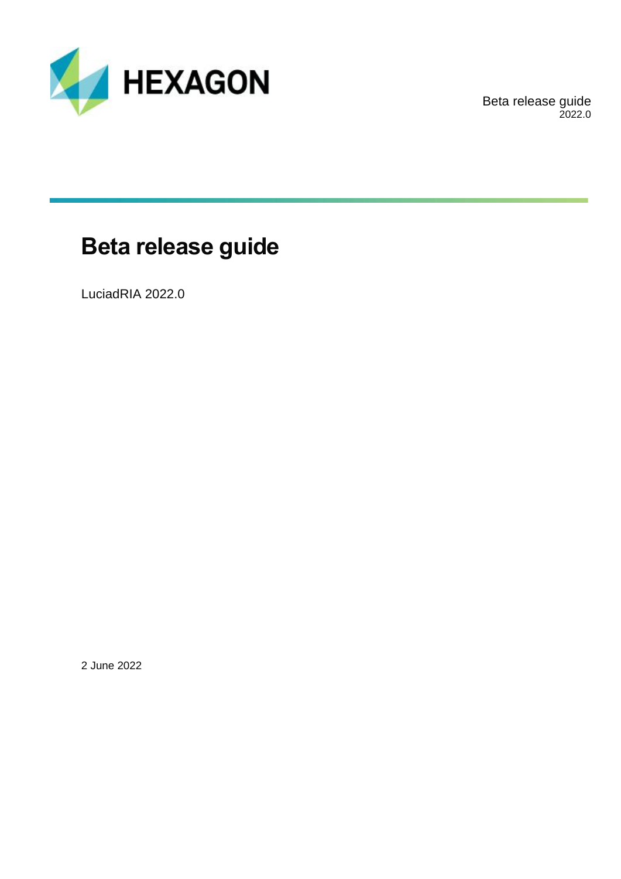# Beta release guide

LuciadRIA 2022.0

2 June 2022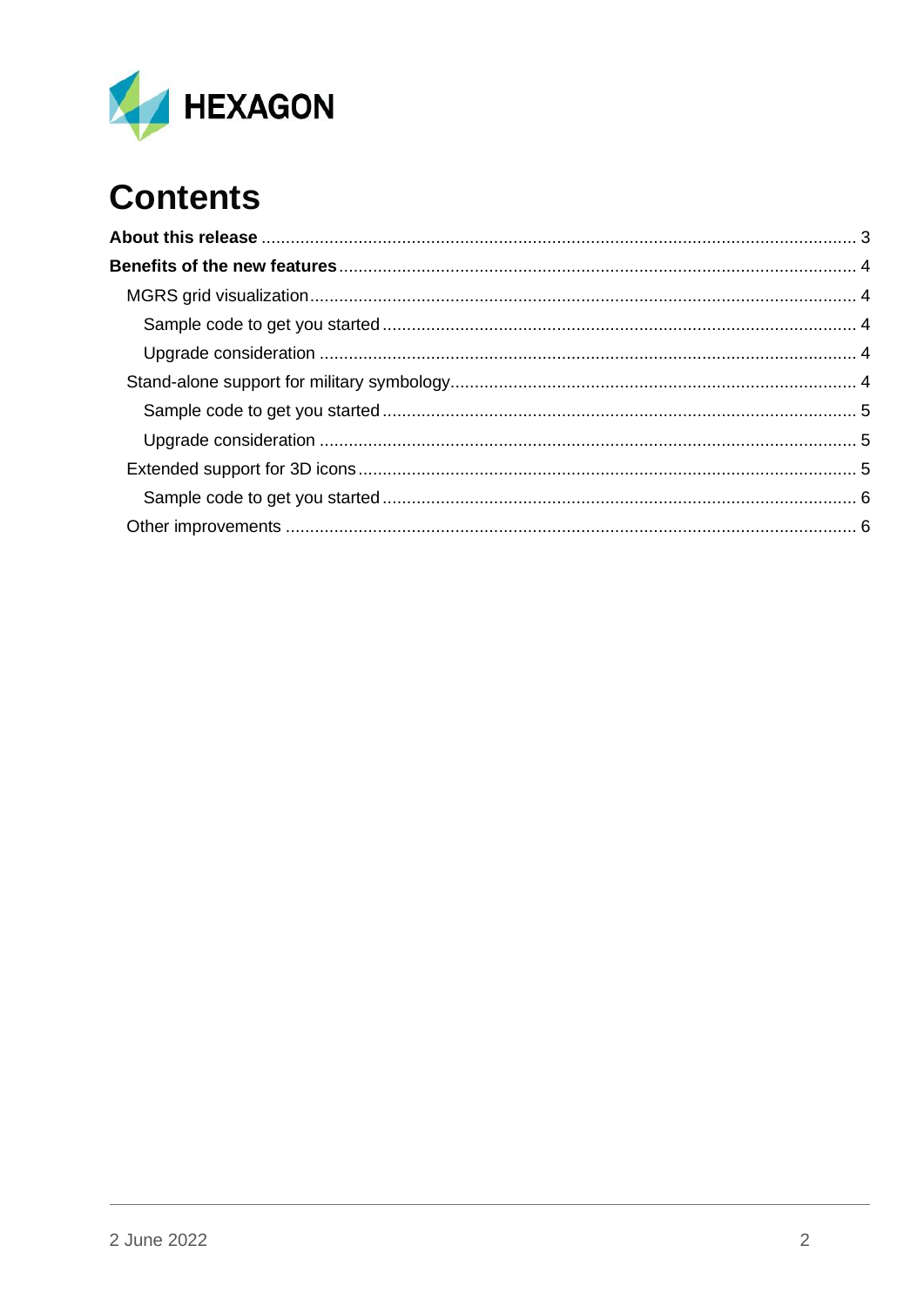# Contents

**About this release** ........ 3

**Benefits of the new features** ........ 4

- MGRS grid visualization ........ 4
  - Sample code to get you started ........ 4
  - Upgrade consideration ........ 4
- Stand-alone support for military symbology ........ 4
  - Sample code to get you started ........ 5
  - Upgrade consideration ........ 5
- Extended support for 3D icons ........ 5
  - Sample code to get you started ........ 6
- Other improvements ........ 6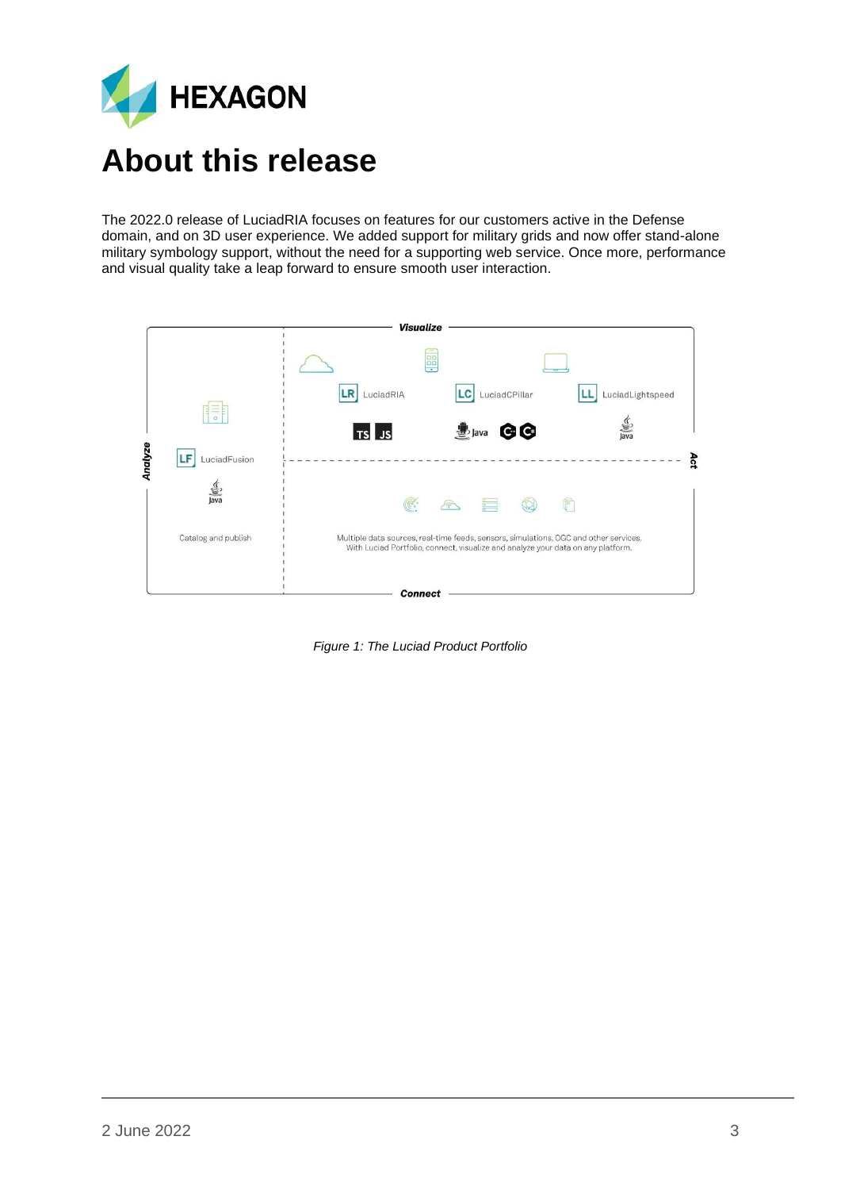# About this release

The 2022.0 release of LuciadRIA focuses on features for our customers active in the Defense domain, and on 3D user experience. We added support for military grids and now offer stand-alone military symbology support, without the need for a supporting web service. Once more, performance and visual quality take a leap forward to ensure smooth user interaction.

*Figure 1: The Luciad Product Portfolio*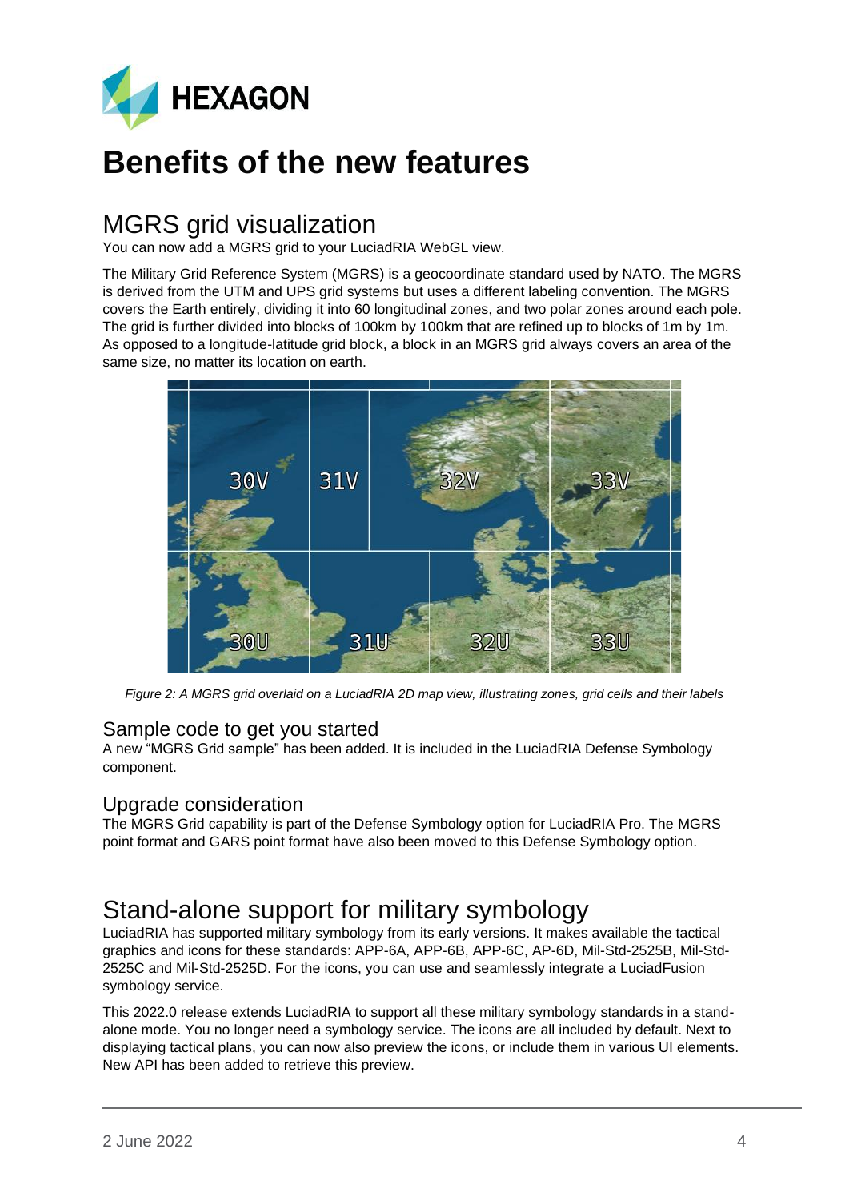# Benefits of the new features

## MGRS grid visualization

You can now add a MGRS grid to your LuciadRIA WebGL view.

The Military Grid Reference System (MGRS) is a geocoordinate standard used by NATO. The MGRS is derived from the UTM and UPS grid systems but uses a different labeling convention. The MGRS covers the Earth entirely, dividing it into 60 longitudinal zones, and two polar zones around each pole. The grid is further divided into blocks of 100km by 100km that are refined up to blocks of 1m by 1m. As opposed to a longitude-latitude grid block, a block in an MGRS grid always covers an area of the same size, no matter its location on earth.

*Figure 2: A MGRS grid overlaid on a LuciadRIA 2D map view, illustrating zones, grid cells and their labels*

### Sample code to get you started

A new "MGRS Grid sample" has been added. It is included in the LuciadRIA Defense Symbology component.

### Upgrade consideration

The MGRS Grid capability is part of the Defense Symbology option for LuciadRIA Pro. The MGRS point format and GARS point format have also been moved to this Defense Symbology option.

## Stand-alone support for military symbology

LuciadRIA has supported military symbology from its early versions. It makes available the tactical graphics and icons for these standards: APP-6A, APP-6B, APP-6C, AP-6D, Mil-Std-2525B, Mil-Std-2525C and Mil-Std-2525D. For the icons, you can use and seamlessly integrate a LuciadFusion symbology service.

This 2022.0 release extends LuciadRIA to support all these military symbology standards in a stand-alone mode. You no longer need a symbology service. The icons are all included by default. Next to displaying tactical plans, you can now also preview the icons, or include them in various UI elements. New API has been added to retrieve this preview.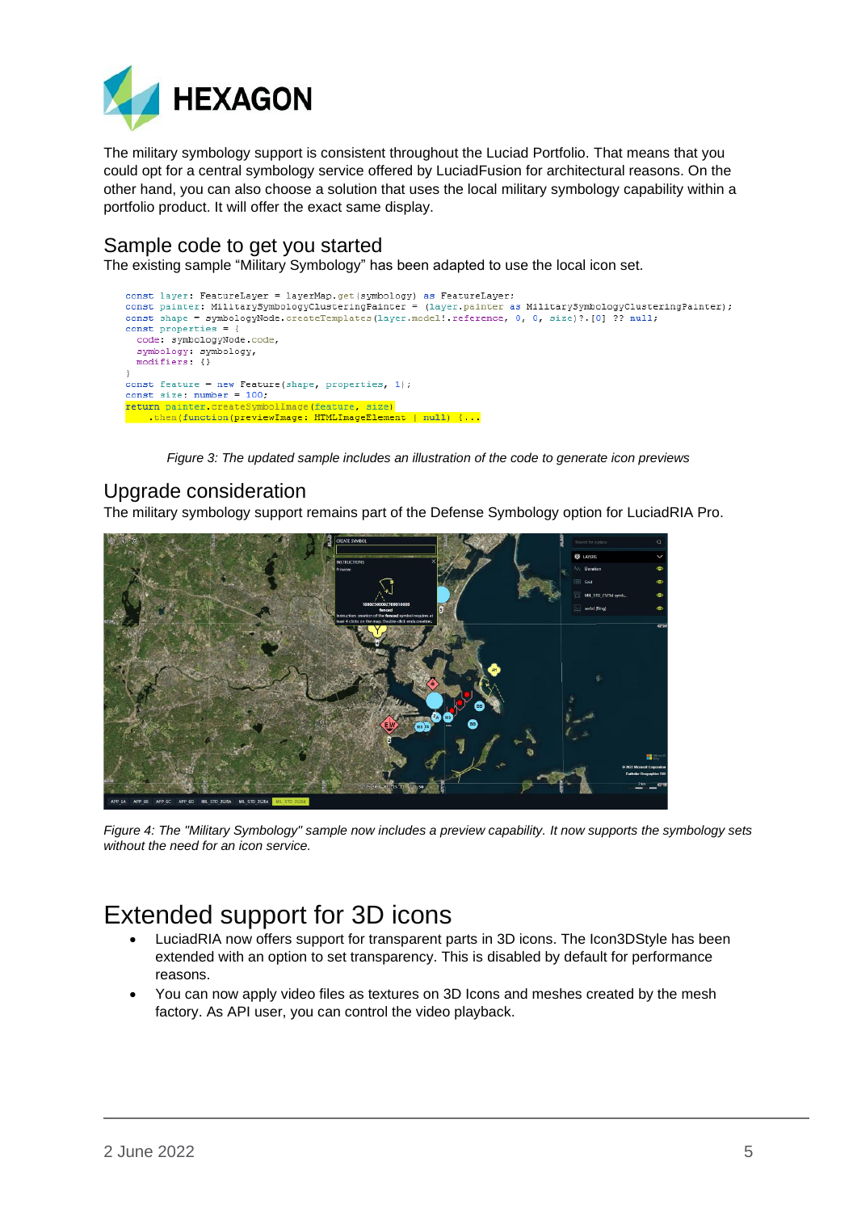The military symbology support is consistent throughout the Luciad Portfolio. That means that you could opt for a central symbology service offered by LuciadFusion for architectural reasons. On the other hand, you can also choose a solution that uses the local military symbology capability within a portfolio product. It will offer the exact same display.

## Sample code to get you started

The existing sample "Military Symbology" has been adapted to use the local icon set.

```
const layer: FeatureLayer = layerMap.get(symbology) as FeatureLayer;
const painter: MilitarySymbologyClusteringPainter = (layer.painter as MilitarySymbologyClusteringPainter);
const shape = symbologyNode.createTemplates(layer.model!.reference, 0, 0, size)?.[0] ?? null;
const properties = {
  code: symbologyNode.code,
  symbology: symbology,
  modifiers: {}
}
const feature = new Feature(shape, properties, 1);
const size: number = 100;
return painter.createSymbolImage(feature, size)
    .then(function(previewImage: HTMLImageElement | null) {...
```

*Figure 3: The updated sample includes an illustration of the code to generate icon previews*

## Upgrade consideration

The military symbology support remains part of the Defense Symbology option for LuciadRIA Pro.

*Figure 4: The "Military Symbology" sample now includes a preview capability. It now supports the symbology sets without the need for an icon service.*

# Extended support for 3D icons

- LuciadRIA now offers support for transparent parts in 3D icons. The Icon3DStyle has been extended with an option to set transparency. This is disabled by default for performance reasons.
- You can now apply video files as textures on 3D Icons and meshes created by the mesh factory. As API user, you can control the video playback.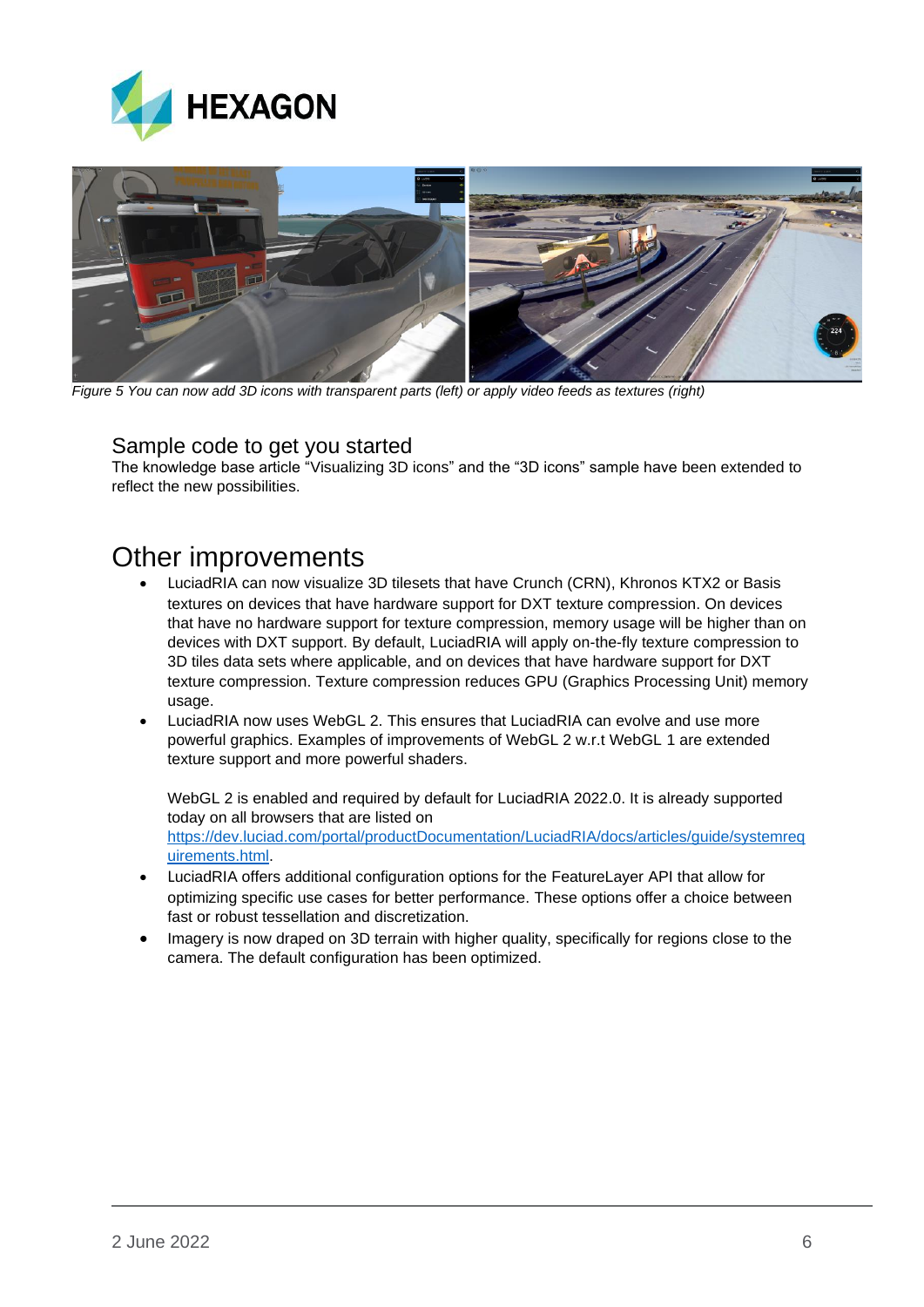*Figure 5 You can now add 3D icons with transparent parts (left) or apply video feeds as textures (right)*

### Sample code to get you started

The knowledge base article "Visualizing 3D icons" and the "3D icons" sample have been extended to reflect the new possibilities.

## Other improvements

- LuciadRIA can now visualize 3D tilesets that have Crunch (CRN), Khronos KTX2 or Basis textures on devices that have hardware support for DXT texture compression. On devices that have no hardware support for texture compression, memory usage will be higher than on devices with DXT support. By default, LuciadRIA will apply on-the-fly texture compression to 3D tiles data sets where applicable, and on devices that have hardware support for DXT texture compression. Texture compression reduces GPU (Graphics Processing Unit) memory usage.
- LuciadRIA now uses WebGL 2. This ensures that LuciadRIA can evolve and use more powerful graphics. Examples of improvements of WebGL 2 w.r.t WebGL 1 are extended texture support and more powerful shaders.

  WebGL 2 is enabled and required by default for LuciadRIA 2022.0. It is already supported today on all browsers that are listed on https://dev.luciad.com/portal/productDocumentation/LuciadRIA/docs/articles/guide/systemrequirements.html.
- LuciadRIA offers additional configuration options for the FeatureLayer API that allow for optimizing specific use cases for better performance. These options offer a choice between fast or robust tessellation and discretization.
- Imagery is now draped on 3D terrain with higher quality, specifically for regions close to the camera. The default configuration has been optimized.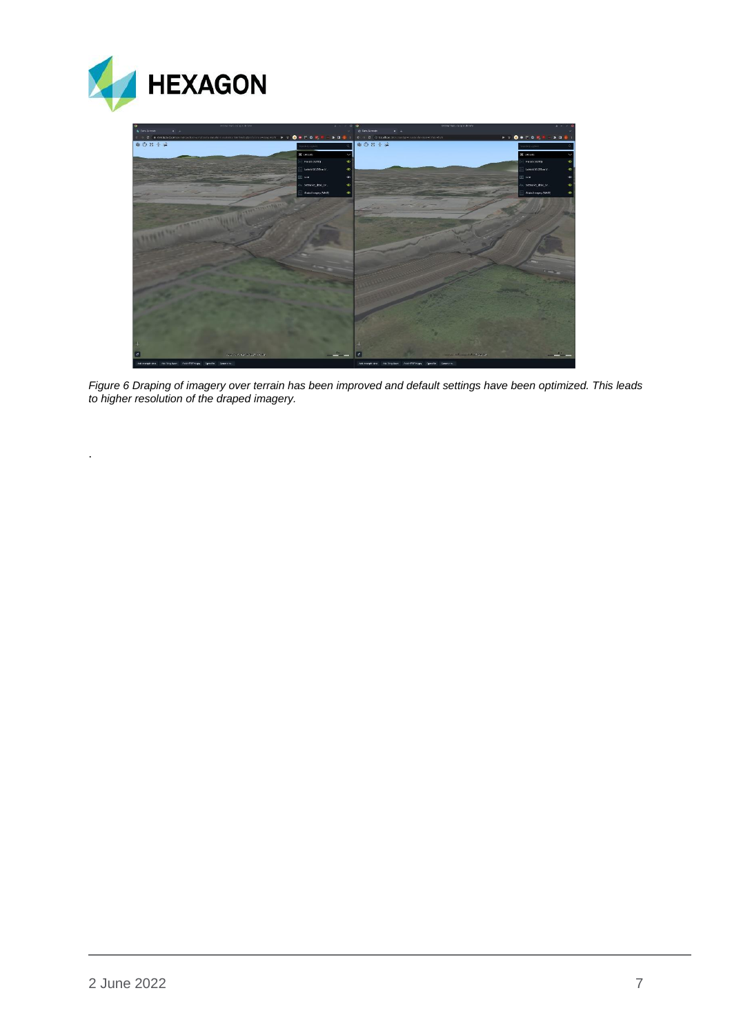*Figure 6 Draping of imagery over terrain has been improved and default settings have been optimized. This leads to higher resolution of the draped imagery.*

.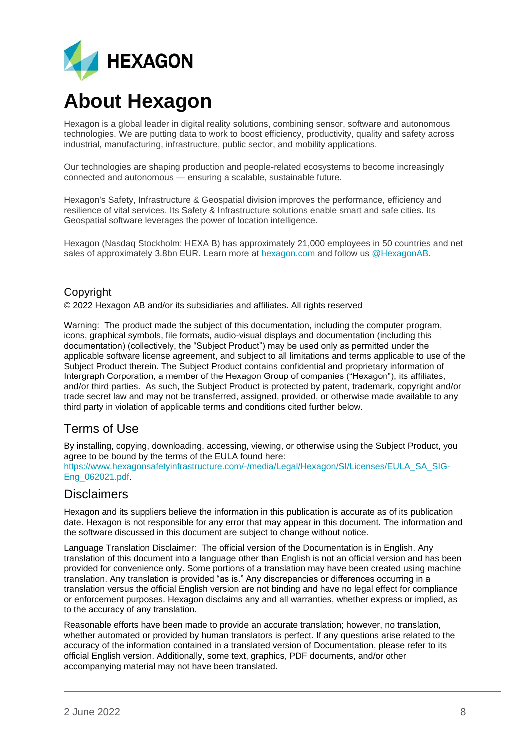# About Hexagon

Hexagon is a global leader in digital reality solutions, combining sensor, software and autonomous technologies. We are putting data to work to boost efficiency, productivity, quality and safety across industrial, manufacturing, infrastructure, public sector, and mobility applications.

Our technologies are shaping production and people-related ecosystems to become increasingly connected and autonomous — ensuring a scalable, sustainable future.

Hexagon's Safety, Infrastructure & Geospatial division improves the performance, efficiency and resilience of vital services. Its Safety & Infrastructure solutions enable smart and safe cities. Its Geospatial software leverages the power of location intelligence.

Hexagon (Nasdaq Stockholm: HEXA B) has approximately 21,000 employees in 50 countries and net sales of approximately 3.8bn EUR. Learn more at hexagon.com and follow us @HexagonAB.

## Copyright

© 2022 Hexagon AB and/or its subsidiaries and affiliates. All rights reserved

Warning: The product made the subject of this documentation, including the computer program, icons, graphical symbols, file formats, audio-visual displays and documentation (including this documentation) (collectively, the "Subject Product") may be used only as permitted under the applicable software license agreement, and subject to all limitations and terms applicable to use of the Subject Product therein. The Subject Product contains confidential and proprietary information of Intergraph Corporation, a member of the Hexagon Group of companies ("Hexagon"), its affiliates, and/or third parties. As such, the Subject Product is protected by patent, trademark, copyright and/or trade secret law and may not be transferred, assigned, provided, or otherwise made available to any third party in violation of applicable terms and conditions cited further below.

## Terms of Use

By installing, copying, downloading, accessing, viewing, or otherwise using the Subject Product, you agree to be bound by the terms of the EULA found here: https://www.hexagonsafetyinfrastructure.com/-/media/Legal/Hexagon/SI/Licenses/EULA_SA_SIG-Eng_062021.pdf.

## Disclaimers

Hexagon and its suppliers believe the information in this publication is accurate as of its publication date. Hexagon is not responsible for any error that may appear in this document. The information and the software discussed in this document are subject to change without notice.

Language Translation Disclaimer: The official version of the Documentation is in English. Any translation of this document into a language other than English is not an official version and has been provided for convenience only. Some portions of a translation may have been created using machine translation. Any translation is provided "as is." Any discrepancies or differences occurring in a translation versus the official English version are not binding and have no legal effect for compliance or enforcement purposes. Hexagon disclaims any and all warranties, whether express or implied, as to the accuracy of any translation.

Reasonable efforts have been made to provide an accurate translation; however, no translation, whether automated or provided by human translators is perfect. If any questions arise related to the accuracy of the information contained in a translated version of Documentation, please refer to its official English version. Additionally, some text, graphics, PDF documents, and/or other accompanying material may not have been translated.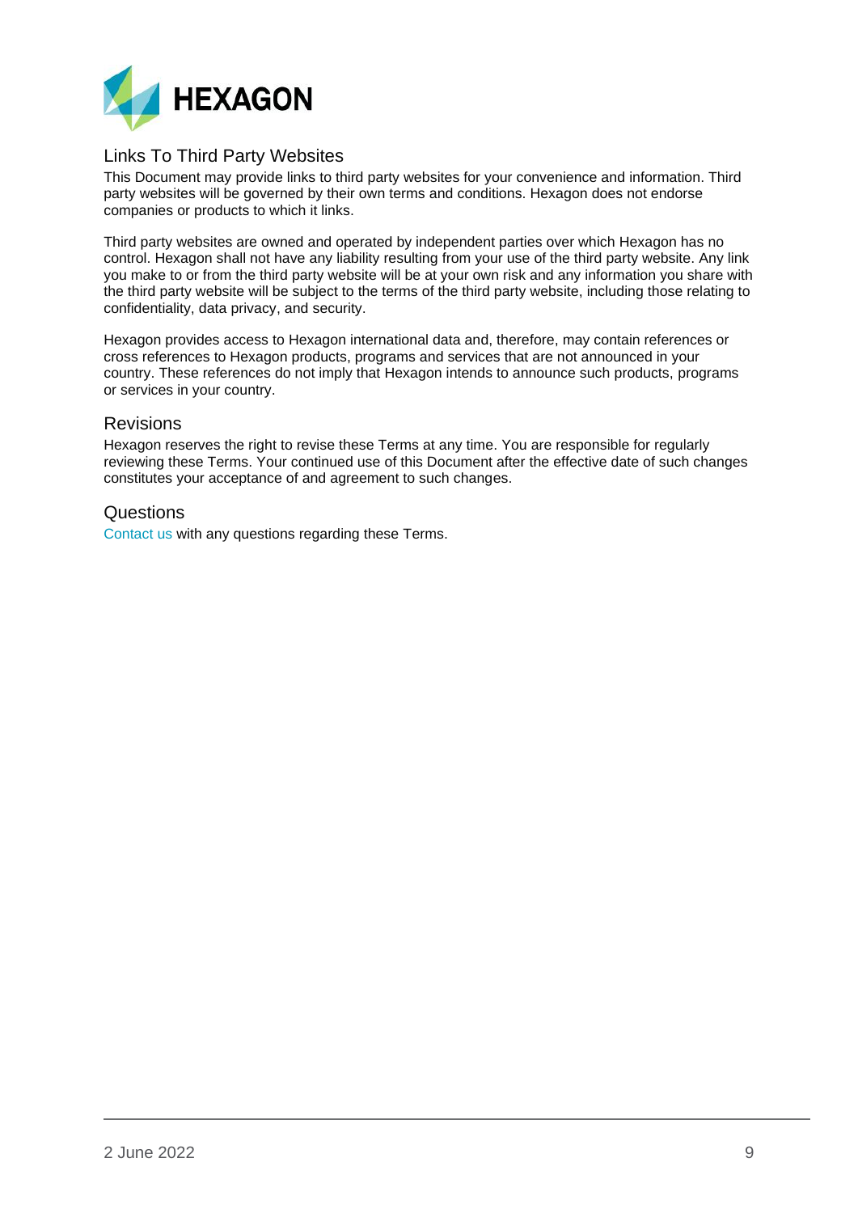## Links To Third Party Websites

This Document may provide links to third party websites for your convenience and information. Third party websites will be governed by their own terms and conditions. Hexagon does not endorse companies or products to which it links.

Third party websites are owned and operated by independent parties over which Hexagon has no control. Hexagon shall not have any liability resulting from your use of the third party website. Any link you make to or from the third party website will be at your own risk and any information you share with the third party website will be subject to the terms of the third party website, including those relating to confidentiality, data privacy, and security.

Hexagon provides access to Hexagon international data and, therefore, may contain references or cross references to Hexagon products, programs and services that are not announced in your country. These references do not imply that Hexagon intends to announce such products, programs or services in your country.

## Revisions

Hexagon reserves the right to revise these Terms at any time. You are responsible for regularly reviewing these Terms. Your continued use of this Document after the effective date of such changes constitutes your acceptance of and agreement to such changes.

## Questions

Contact us with any questions regarding these Terms.